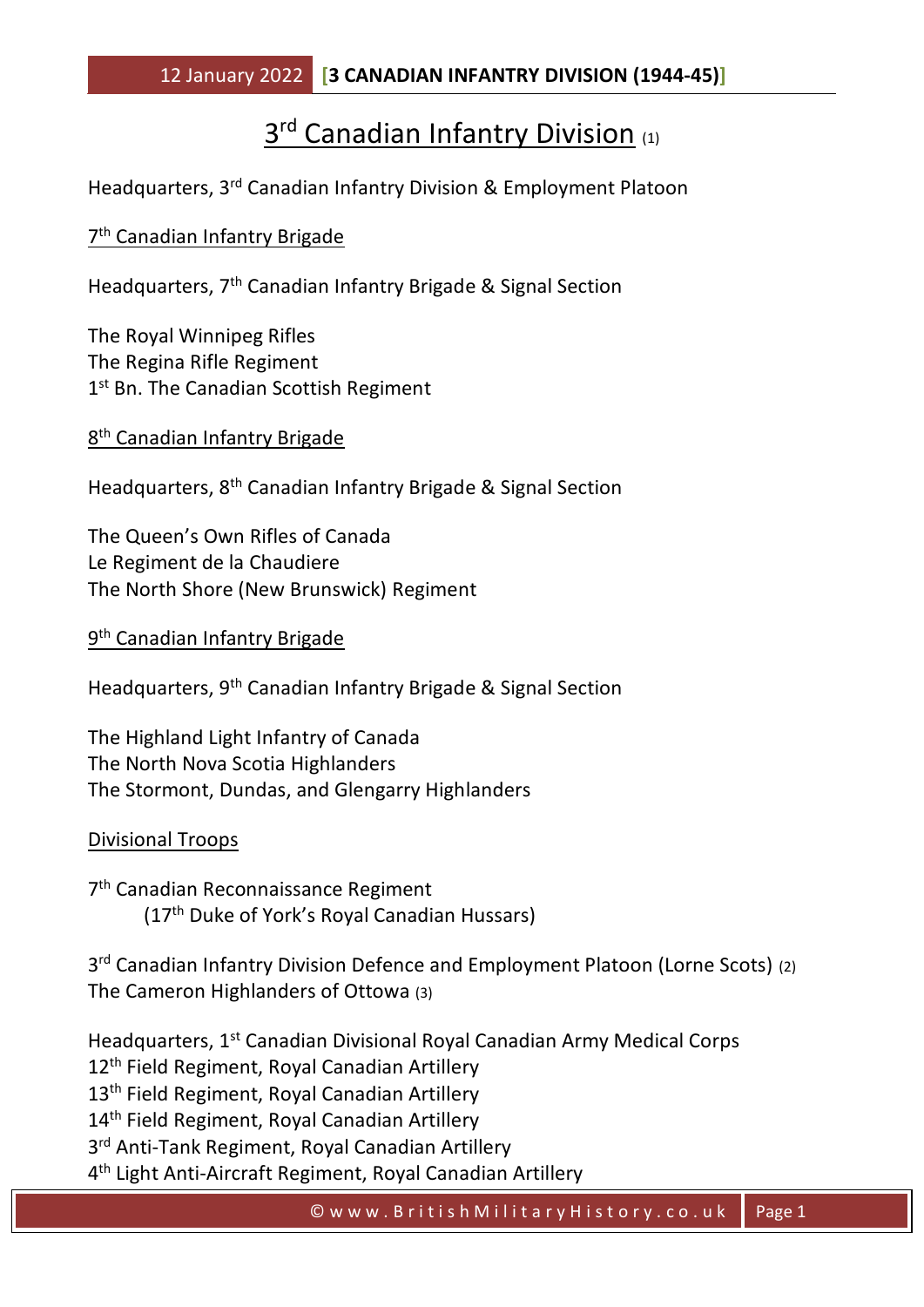# 3rd Canadian Infantry Division (1)

Headquarters, 3rd Canadian Infantry Division & Employment Platoon

## 7th Canadian Infantry Brigade

Headquarters, 7th Canadian Infantry Brigade & Signal Section

The Royal Winnipeg Rifles
The Regina Rifle Regiment
1st Bn. The Canadian Scottish Regiment

## 8th Canadian Infantry Brigade

Headquarters, 8th Canadian Infantry Brigade & Signal Section

The Queen's Own Rifles of Canada
Le Regiment de la Chaudiere
The North Shore (New Brunswick) Regiment

## 9th Canadian Infantry Brigade

Headquarters, 9th Canadian Infantry Brigade & Signal Section

The Highland Light Infantry of Canada
The North Nova Scotia Highlanders
The Stormont, Dundas, and Glengarry Highlanders

## Divisional Troops

7th Canadian Reconnaissance Regiment
(17th Duke of York's Royal Canadian Hussars)

3rd Canadian Infantry Division Defence and Employment Platoon (Lorne Scots) (2)
The Cameron Highlanders of Ottowa (3)

Headquarters, 1st Canadian Divisional Royal Canadian Army Medical Corps
12th Field Regiment, Royal Canadian Artillery
13th Field Regiment, Royal Canadian Artillery
14th Field Regiment, Royal Canadian Artillery
3rd Anti-Tank Regiment, Royal Canadian Artillery
4th Light Anti-Aircraft Regiment, Royal Canadian Artillery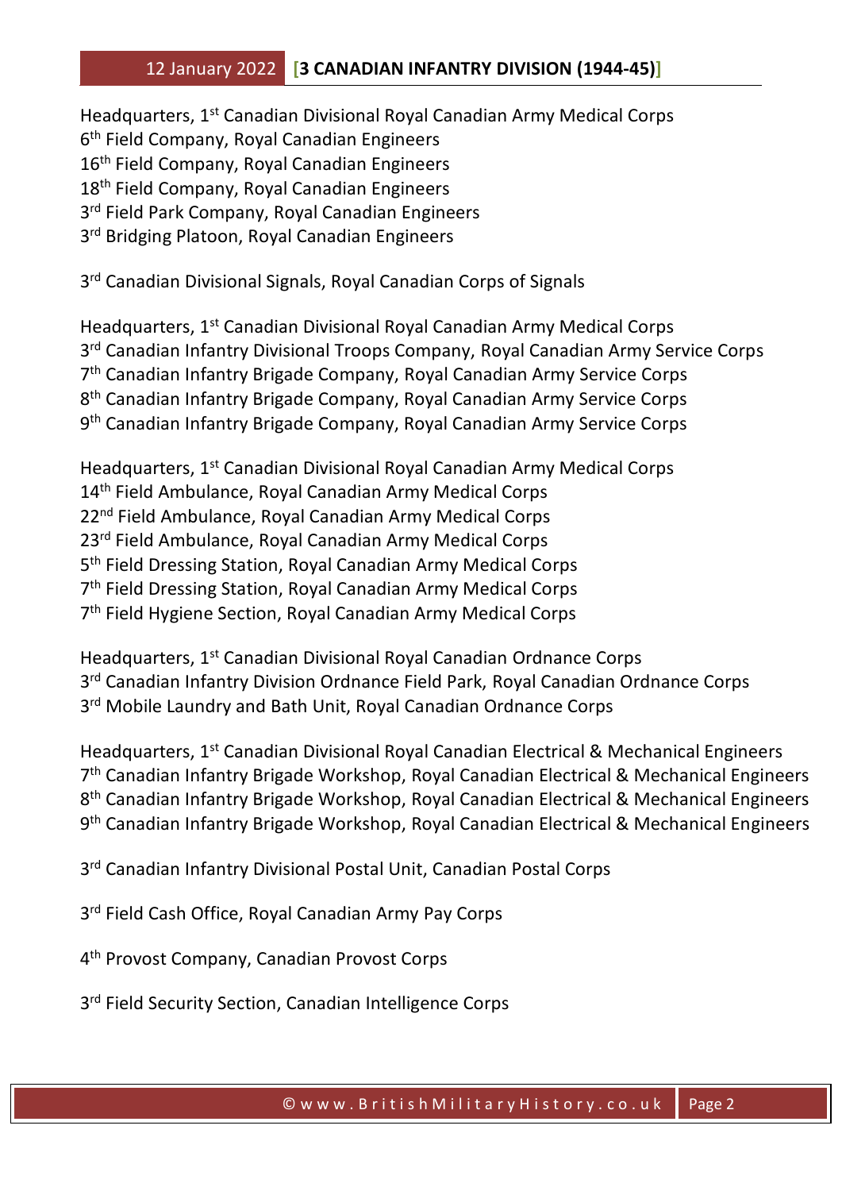Headquarters, 1st Canadian Divisional Royal Canadian Army Medical Corps
6th Field Company, Royal Canadian Engineers
16th Field Company, Royal Canadian Engineers
18th Field Company, Royal Canadian Engineers
3rd Field Park Company, Royal Canadian Engineers
3rd Bridging Platoon, Royal Canadian Engineers

3rd Canadian Divisional Signals, Royal Canadian Corps of Signals

Headquarters, 1st Canadian Divisional Royal Canadian Army Medical Corps
3rd Canadian Infantry Divisional Troops Company, Royal Canadian Army Service Corps
7th Canadian Infantry Brigade Company, Royal Canadian Army Service Corps
8th Canadian Infantry Brigade Company, Royal Canadian Army Service Corps
9th Canadian Infantry Brigade Company, Royal Canadian Army Service Corps

Headquarters, 1st Canadian Divisional Royal Canadian Army Medical Corps
14th Field Ambulance, Royal Canadian Army Medical Corps
22nd Field Ambulance, Royal Canadian Army Medical Corps
23rd Field Ambulance, Royal Canadian Army Medical Corps
5th Field Dressing Station, Royal Canadian Army Medical Corps
7th Field Dressing Station, Royal Canadian Army Medical Corps
7th Field Hygiene Section, Royal Canadian Army Medical Corps

Headquarters, 1st Canadian Divisional Royal Canadian Ordnance Corps
3rd Canadian Infantry Division Ordnance Field Park, Royal Canadian Ordnance Corps
3rd Mobile Laundry and Bath Unit, Royal Canadian Ordnance Corps

Headquarters, 1st Canadian Divisional Royal Canadian Electrical & Mechanical Engineers
7th Canadian Infantry Brigade Workshop, Royal Canadian Electrical & Mechanical Engineers
8th Canadian Infantry Brigade Workshop, Royal Canadian Electrical & Mechanical Engineers
9th Canadian Infantry Brigade Workshop, Royal Canadian Electrical & Mechanical Engineers

3rd Canadian Infantry Divisional Postal Unit, Canadian Postal Corps

3rd Field Cash Office, Royal Canadian Army Pay Corps

4th Provost Company, Canadian Provost Corps

3rd Field Security Section, Canadian Intelligence Corps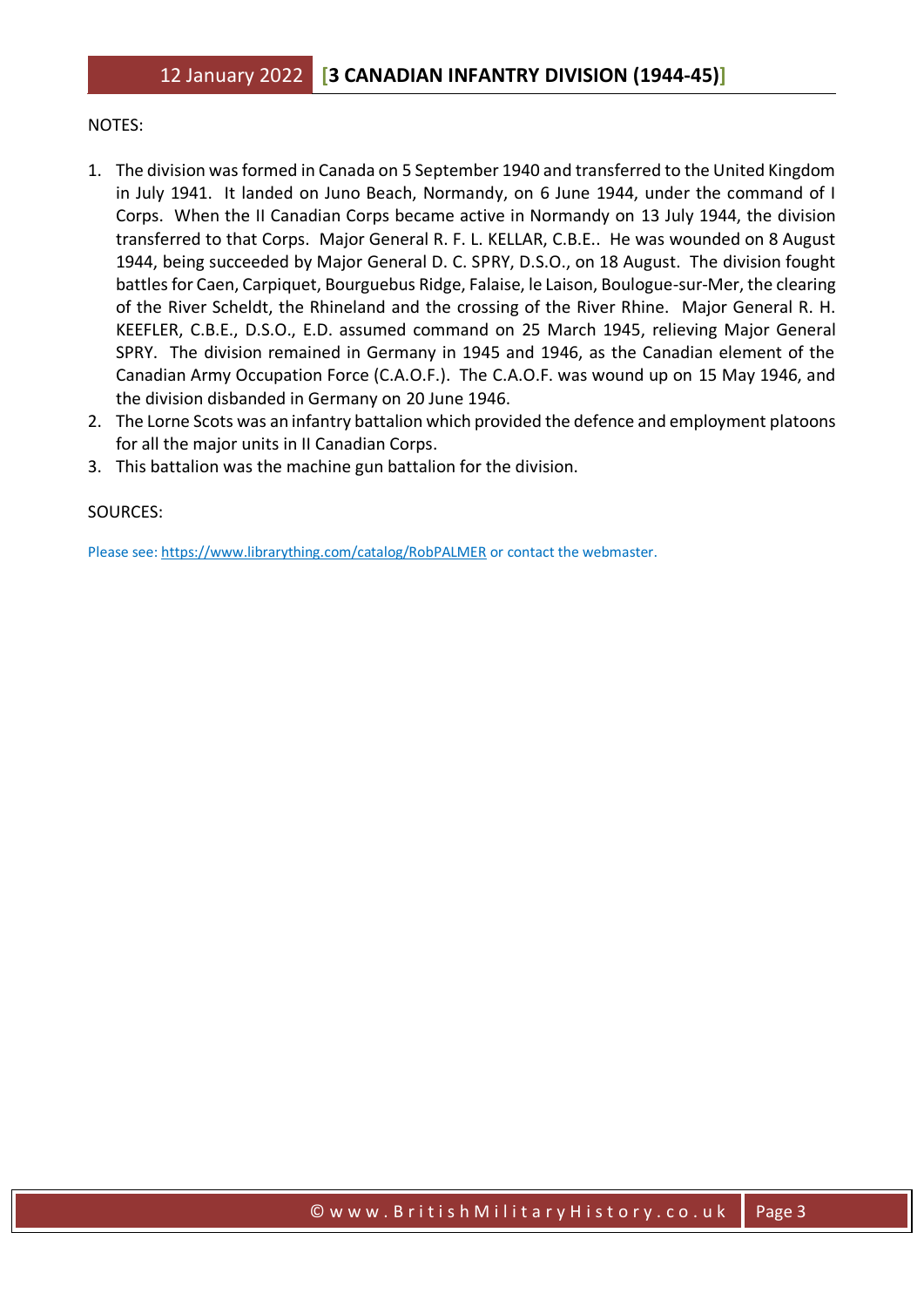NOTES:

1. The division was formed in Canada on 5 September 1940 and transferred to the United Kingdom in July 1941. It landed on Juno Beach, Normandy, on 6 June 1944, under the command of I Corps. When the II Canadian Corps became active in Normandy on 13 July 1944, the division transferred to that Corps. Major General R. F. L. KELLAR, C.B.E.. He was wounded on 8 August 1944, being succeeded by Major General D. C. SPRY, D.S.O., on 18 August. The division fought battles for Caen, Carpiquet, Bourguebus Ridge, Falaise, le Laison, Boulogue-sur-Mer, the clearing of the River Scheldt, the Rhineland and the crossing of the River Rhine. Major General R. H. KEEFLER, C.B.E., D.S.O., E.D. assumed command on 25 March 1945, relieving Major General SPRY. The division remained in Germany in 1945 and 1946, as the Canadian element of the Canadian Army Occupation Force (C.A.O.F.). The C.A.O.F. was wound up on 15 May 1946, and the division disbanded in Germany on 20 June 1946.
2. The Lorne Scots was an infantry battalion which provided the defence and employment platoons for all the major units in II Canadian Corps.
3. This battalion was the machine gun battalion for the division.

SOURCES:

Please see: https://www.librarything.com/catalog/RobPALMER or contact the webmaster.